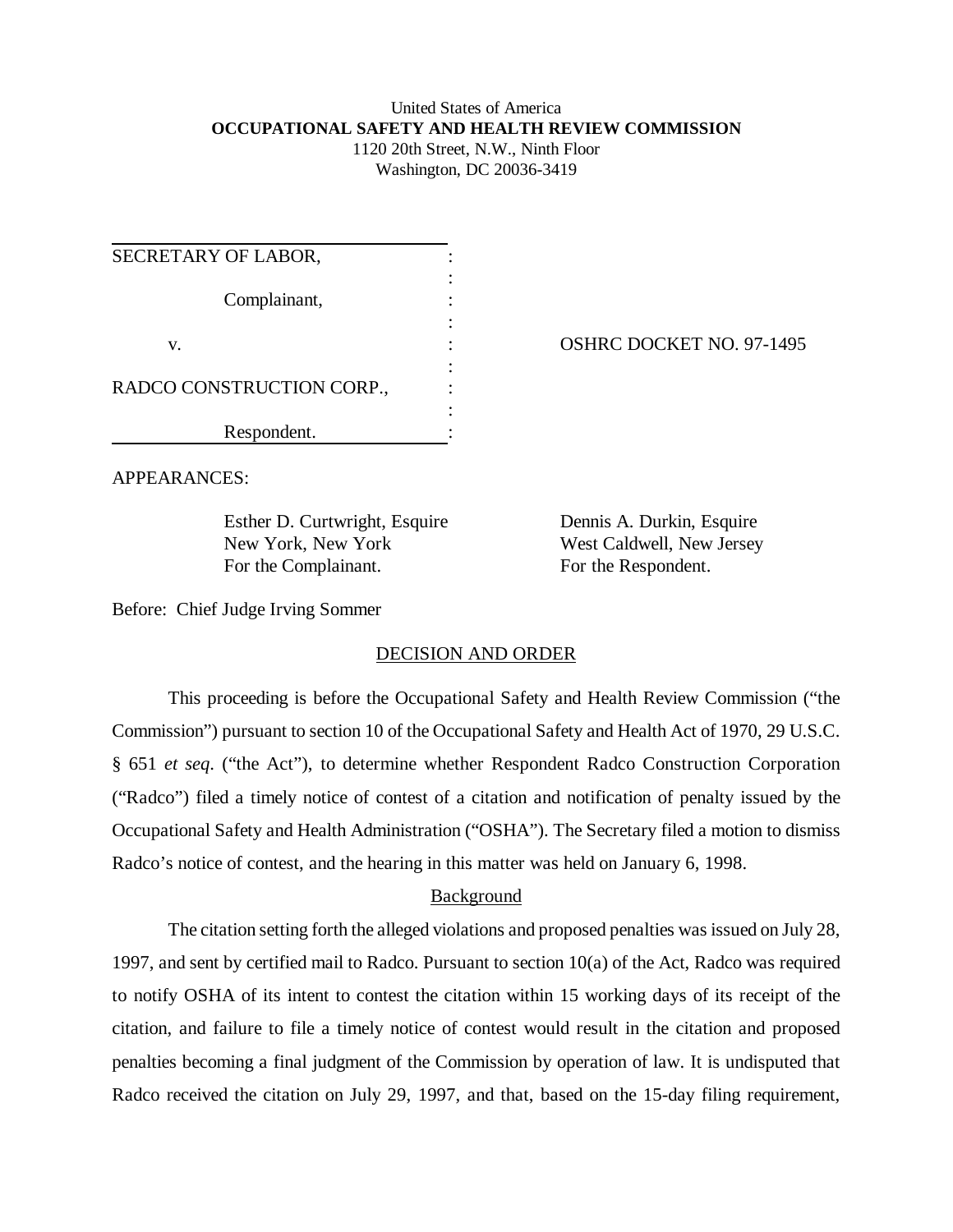United States of America
**OCCUPATIONAL SAFETY AND HEALTH REVIEW COMMISSION**
1120 20th Street, N.W., Ninth Floor
Washington, DC 20036-3419

| | |
|---|---|
| SECRETARY OF LABOR, <br><br> Complainant, <br><br> v. <br><br> RADCO CONSTRUCTION CORP., <br><br> Respondent. | OSHRC DOCKET NO. 97-1495 |

APPEARANCES:

Esther D. Curtwright, Esquire
New York, New York
For the Complainant.

Dennis A. Durkin, Esquire
West Caldwell, New Jersey
For the Respondent.

Before: Chief Judge Irving Sommer

## DECISION AND ORDER

This proceeding is before the Occupational Safety and Health Review Commission ("the Commission") pursuant to section 10 of the Occupational Safety and Health Act of 1970, 29 U.S.C. § 651 *et seq*. ("the Act"), to determine whether Respondent Radco Construction Corporation ("Radco") filed a timely notice of contest of a citation and notification of penalty issued by the Occupational Safety and Health Administration ("OSHA"). The Secretary filed a motion to dismiss Radco's notice of contest, and the hearing in this matter was held on January 6, 1998.

### Background

The citation setting forth the alleged violations and proposed penalties was issued on July 28, 1997, and sent by certified mail to Radco. Pursuant to section 10(a) of the Act, Radco was required to notify OSHA of its intent to contest the citation within 15 working days of its receipt of the citation, and failure to file a timely notice of contest would result in the citation and proposed penalties becoming a final judgment of the Commission by operation of law. It is undisputed that Radco received the citation on July 29, 1997, and that, based on the 15-day filing requirement,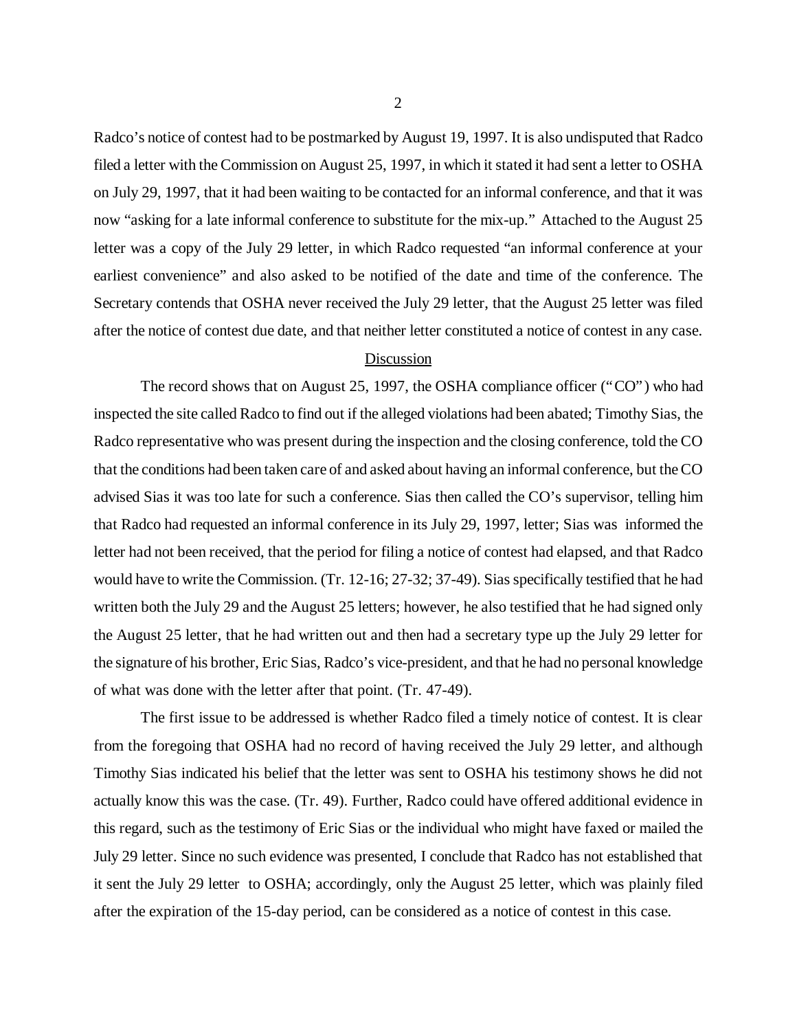Radco's notice of contest had to be postmarked by August 19, 1997. It is also undisputed that Radco filed a letter with the Commission on August 25, 1997, in which it stated it had sent a letter to OSHA on July 29, 1997, that it had been waiting to be contacted for an informal conference, and that it was now "asking for a late informal conference to substitute for the mix-up." Attached to the August 25 letter was a copy of the July 29 letter, in which Radco requested "an informal conference at your earliest convenience" and also asked to be notified of the date and time of the conference. The Secretary contends that OSHA never received the July 29 letter, that the August 25 letter was filed after the notice of contest due date, and that neither letter constituted a notice of contest in any case.

## Discussion

The record shows that on August 25, 1997, the OSHA compliance officer ("CO") who had inspected the site called Radco to find out if the alleged violations had been abated; Timothy Sias, the Radco representative who was present during the inspection and the closing conference, told the CO that the conditions had been taken care of and asked about having an informal conference, but the CO advised Sias it was too late for such a conference. Sias then called the CO's supervisor, telling him that Radco had requested an informal conference in its July 29, 1997, letter; Sias was informed the letter had not been received, that the period for filing a notice of contest had elapsed, and that Radco would have to write the Commission. (Tr. 12-16; 27-32; 37-49). Sias specifically testified that he had written both the July 29 and the August 25 letters; however, he also testified that he had signed only the August 25 letter, that he had written out and then had a secretary type up the July 29 letter for the signature of his brother, Eric Sias, Radco's vice-president, and that he had no personal knowledge of what was done with the letter after that point. (Tr. 47-49).

The first issue to be addressed is whether Radco filed a timely notice of contest. It is clear from the foregoing that OSHA had no record of having received the July 29 letter, and although Timothy Sias indicated his belief that the letter was sent to OSHA his testimony shows he did not actually know this was the case. (Tr. 49). Further, Radco could have offered additional evidence in this regard, such as the testimony of Eric Sias or the individual who might have faxed or mailed the July 29 letter. Since no such evidence was presented, I conclude that Radco has not established that it sent the July 29 letter to OSHA; accordingly, only the August 25 letter, which was plainly filed after the expiration of the 15-day period, can be considered as a notice of contest in this case.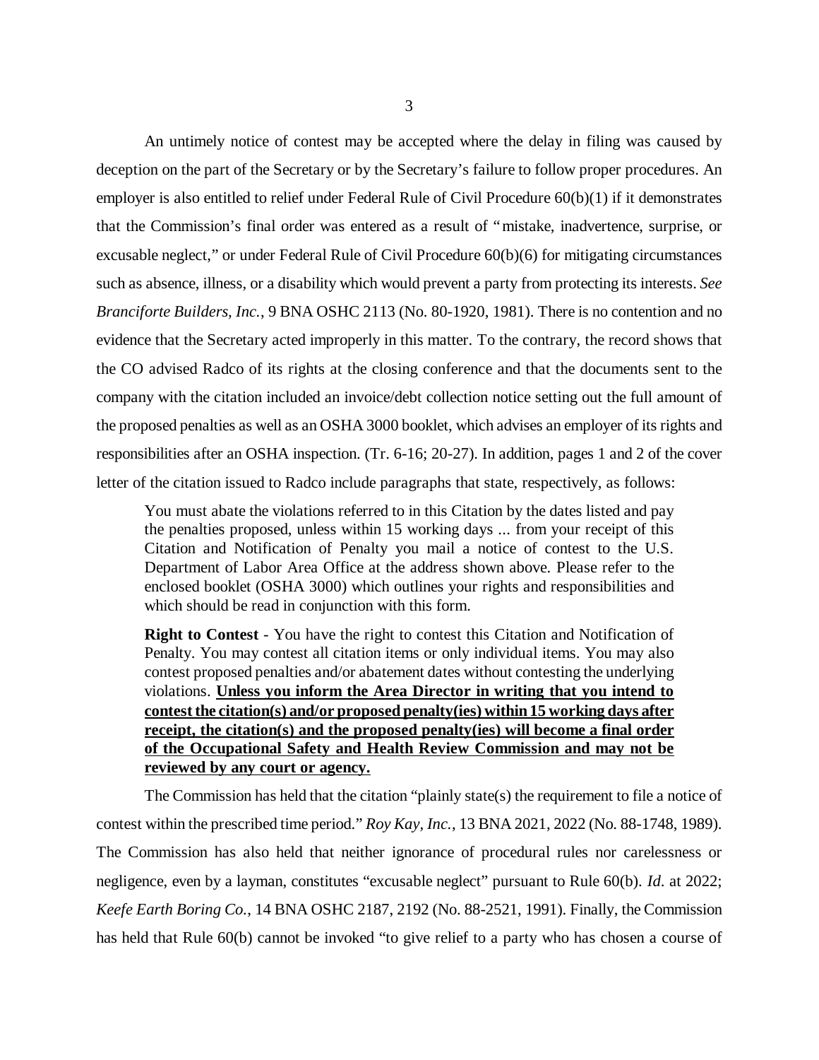An untimely notice of contest may be accepted where the delay in filing was caused by deception on the part of the Secretary or by the Secretary's failure to follow proper procedures. An employer is also entitled to relief under Federal Rule of Civil Procedure 60(b)(1) if it demonstrates that the Commission's final order was entered as a result of "mistake, inadvertence, surprise, or excusable neglect," or under Federal Rule of Civil Procedure 60(b)(6) for mitigating circumstances such as absence, illness, or a disability which would prevent a party from protecting its interests. *See Branciforte Builders, Inc.*, 9 BNA OSHC 2113 (No. 80-1920, 1981). There is no contention and no evidence that the Secretary acted improperly in this matter. To the contrary, the record shows that the CO advised Radco of its rights at the closing conference and that the documents sent to the company with the citation included an invoice/debt collection notice setting out the full amount of the proposed penalties as well as an OSHA 3000 booklet, which advises an employer of its rights and responsibilities after an OSHA inspection. (Tr. 6-16; 20-27). In addition, pages 1 and 2 of the cover letter of the citation issued to Radco include paragraphs that state, respectively, as follows:

> You must abate the violations referred to in this Citation by the dates listed and pay the penalties proposed, unless within 15 working days ... from your receipt of this Citation and Notification of Penalty you mail a notice of contest to the U.S. Department of Labor Area Office at the address shown above. Please refer to the enclosed booklet (OSHA 3000) which outlines your rights and responsibilities and which should be read in conjunction with this form.
>
> **Right to Contest** - You have the right to contest this Citation and Notification of Penalty. You may contest all citation items or only individual items. You may also contest proposed penalties and/or abatement dates without contesting the underlying violations. **Unless you inform the Area Director in writing that you intend to contest the citation(s) and/or proposed penalty(ies) within 15 working days after receipt, the citation(s) and the proposed penalty(ies) will become a final order of the Occupational Safety and Health Review Commission and may not be reviewed by any court or agency.**

The Commission has held that the citation "plainly state(s) the requirement to file a notice of contest within the prescribed time period." *Roy Kay, Inc.*, 13 BNA 2021, 2022 (No. 88-1748, 1989). The Commission has also held that neither ignorance of procedural rules nor carelessness or negligence, even by a layman, constitutes "excusable neglect" pursuant to Rule 60(b). *Id.* at 2022; *Keefe Earth Boring Co.*, 14 BNA OSHC 2187, 2192 (No. 88-2521, 1991). Finally, the Commission has held that Rule 60(b) cannot be invoked "to give relief to a party who has chosen a course of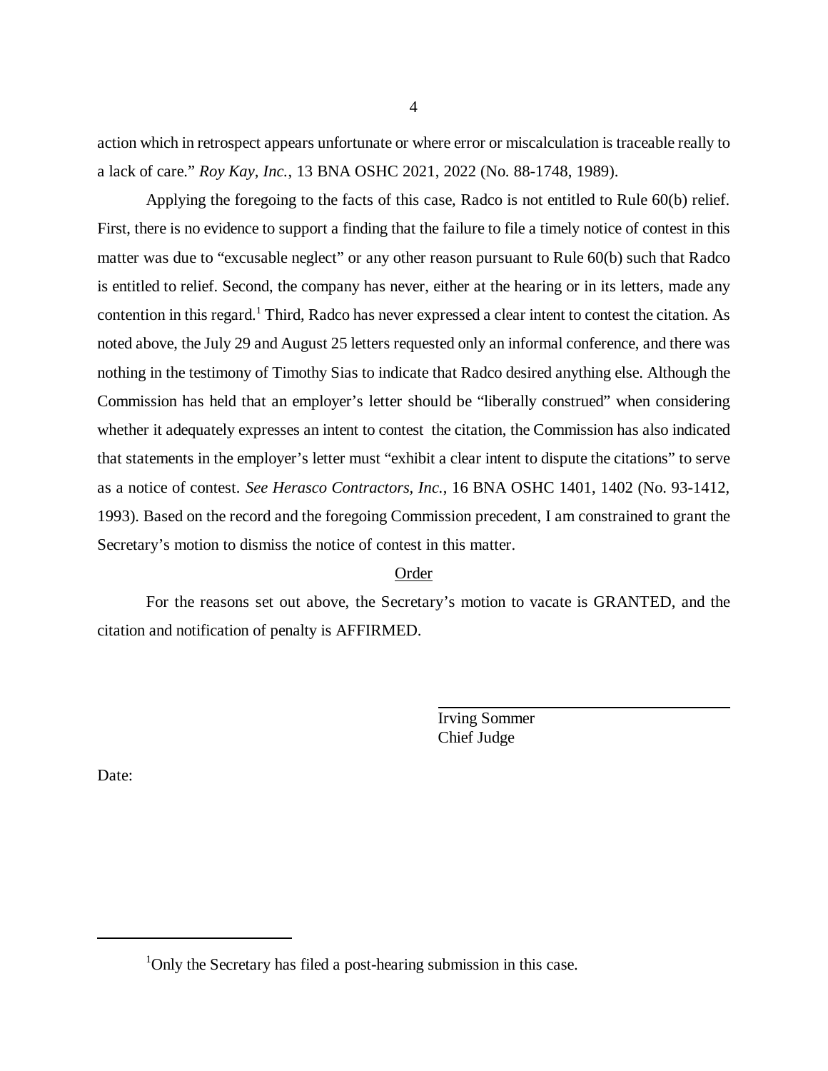action which in retrospect appears unfortunate or where error or miscalculation is traceable really to a lack of care." *Roy Kay, Inc.*, 13 BNA OSHC 2021, 2022 (No. 88-1748, 1989).

Applying the foregoing to the facts of this case, Radco is not entitled to Rule 60(b) relief. First, there is no evidence to support a finding that the failure to file a timely notice of contest in this matter was due to "excusable neglect" or any other reason pursuant to Rule 60(b) such that Radco is entitled to relief. Second, the company has never, either at the hearing or in its letters, made any contention in this regard.[1] Third, Radco has never expressed a clear intent to contest the citation. As noted above, the July 29 and August 25 letters requested only an informal conference, and there was nothing in the testimony of Timothy Sias to indicate that Radco desired anything else. Although the Commission has held that an employer's letter should be "liberally construed" when considering whether it adequately expresses an intent to contest the citation, the Commission has also indicated that statements in the employer's letter must "exhibit a clear intent to dispute the citations" to serve as a notice of contest. *See Herasco Contractors, Inc.*, 16 BNA OSHC 1401, 1402 (No. 93-1412, 1993). Based on the record and the foregoing Commission precedent, I am constrained to grant the Secretary's motion to dismiss the notice of contest in this matter.

<u>Order</u>

For the reasons set out above, the Secretary's motion to vacate is GRANTED, and the citation and notification of penalty is AFFIRMED.

Irving Sommer
Chief Judge

Date:

---

[1]Only the Secretary has filed a post-hearing submission in this case.